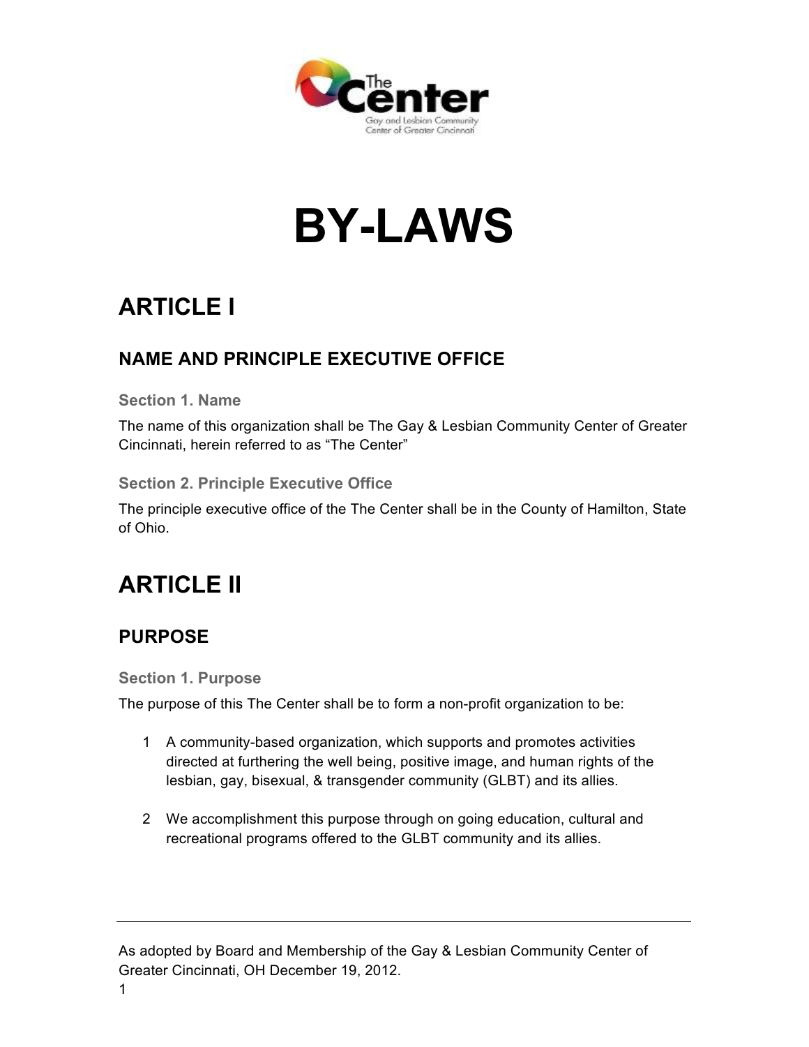# BY-LAWS

## ARTICLE I

### NAME AND PRINCIPLE EXECUTIVE OFFICE

#### Section 1. Name

The name of this organization shall be The Gay & Lesbian Community Center of Greater Cincinnati, herein referred to as "The Center"

#### Section 2. Principle Executive Office

The principle executive office of the The Center shall be in the County of Hamilton, State of Ohio.

## ARTICLE II

### PURPOSE

#### Section 1. Purpose

The purpose of this The Center shall be to form a non-profit organization to be:

1. A community-based organization, which supports and promotes activities directed at furthering the well being, positive image, and human rights of the lesbian, gay, bisexual, & transgender community (GLBT) and its allies.

2. We accomplishment this purpose through on going education, cultural and recreational programs offered to the GLBT community and its allies.

---

As adopted by Board and Membership of the Gay & Lesbian Community Center of Greater Cincinnati, OH December 19, 2012.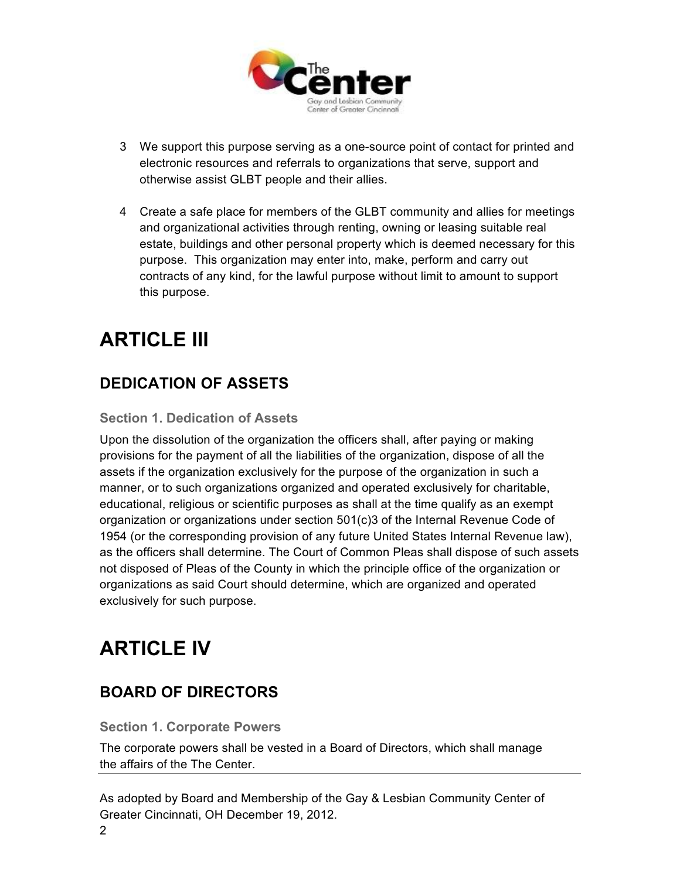3. We support this purpose serving as a one-source point of contact for printed and electronic resources and referrals to organizations that serve, support and otherwise assist GLBT people and their allies.

4. Create a safe place for members of the GLBT community and allies for meetings and organizational activities through renting, owning or leasing suitable real estate, buildings and other personal property which is deemed necessary for this purpose. This organization may enter into, make, perform and carry out contracts of any kind, for the lawful purpose without limit to amount to support this purpose.

# ARTICLE III

## DEDICATION OF ASSETS

### Section 1. Dedication of Assets

Upon the dissolution of the organization the officers shall, after paying or making provisions for the payment of all the liabilities of the organization, dispose of all the assets if the organization exclusively for the purpose of the organization in such a manner, or to such organizations organized and operated exclusively for charitable, educational, religious or scientific purposes as shall at the time qualify as an exempt organization or organizations under section 501(c)3 of the Internal Revenue Code of 1954 (or the corresponding provision of any future United States Internal Revenue law), as the officers shall determine. The Court of Common Pleas shall dispose of such assets not disposed of Pleas of the County in which the principle office of the organization or organizations as said Court should determine, which are organized and operated exclusively for such purpose.

# ARTICLE IV

## BOARD OF DIRECTORS

### Section 1. Corporate Powers

The corporate powers shall be vested in a Board of Directors, which shall manage the affairs of the The Center.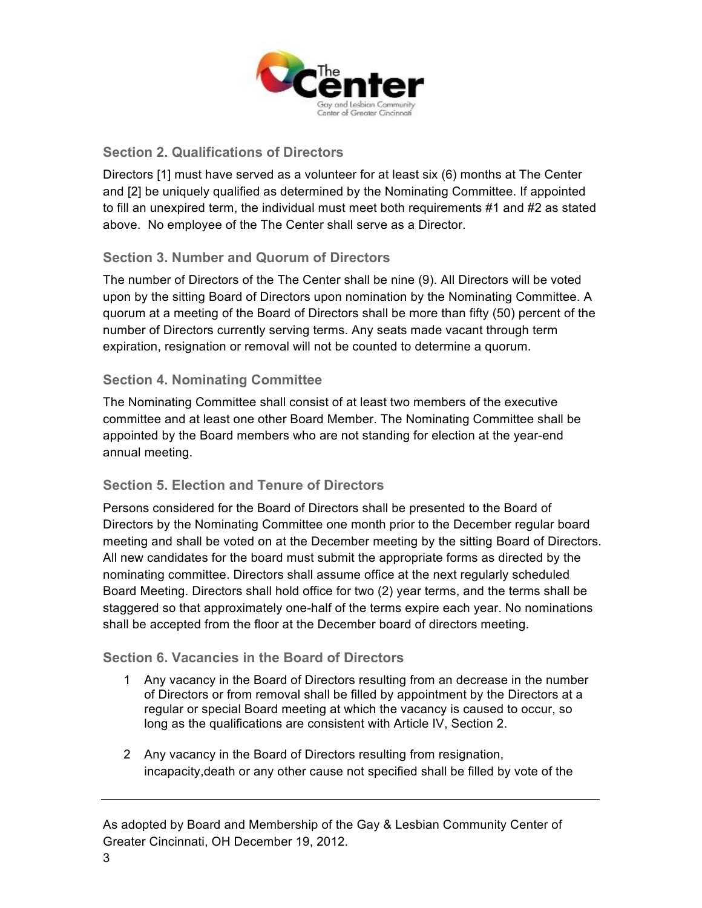### Section 2. Qualifications of Directors

Directors [1] must have served as a volunteer for at least six (6) months at The Center and [2] be uniquely qualified as determined by the Nominating Committee. If appointed to fill an unexpired term, the individual must meet both requirements #1 and #2 as stated above. No employee of the The Center shall serve as a Director.

### Section 3. Number and Quorum of Directors

The number of Directors of the The Center shall be nine (9). All Directors will be voted upon by the sitting Board of Directors upon nomination by the Nominating Committee. A quorum at a meeting of the Board of Directors shall be more than fifty (50) percent of the number of Directors currently serving terms. Any seats made vacant through term expiration, resignation or removal will not be counted to determine a quorum.

### Section 4. Nominating Committee

The Nominating Committee shall consist of at least two members of the executive committee and at least one other Board Member. The Nominating Committee shall be appointed by the Board members who are not standing for election at the year-end annual meeting.

### Section 5. Election and Tenure of Directors

Persons considered for the Board of Directors shall be presented to the Board of Directors by the Nominating Committee one month prior to the December regular board meeting and shall be voted on at the December meeting by the sitting Board of Directors. All new candidates for the board must submit the appropriate forms as directed by the nominating committee. Directors shall assume office at the next regularly scheduled Board Meeting. Directors shall hold office for two (2) year terms, and the terms shall be staggered so that approximately one-half of the terms expire each year. No nominations shall be accepted from the floor at the December board of directors meeting.

### Section 6. Vacancies in the Board of Directors

1. Any vacancy in the Board of Directors resulting from an decrease in the number of Directors or from removal shall be filled by appointment by the Directors at a regular or special Board meeting at which the vacancy is caused to occur, so long as the qualifications are consistent with Article IV, Section 2.

2. Any vacancy in the Board of Directors resulting from resignation, incapacity,death or any other cause not specified shall be filled by vote of the

As adopted by Board and Membership of the Gay & Lesbian Community Center of Greater Cincinnati, OH December 19, 2012.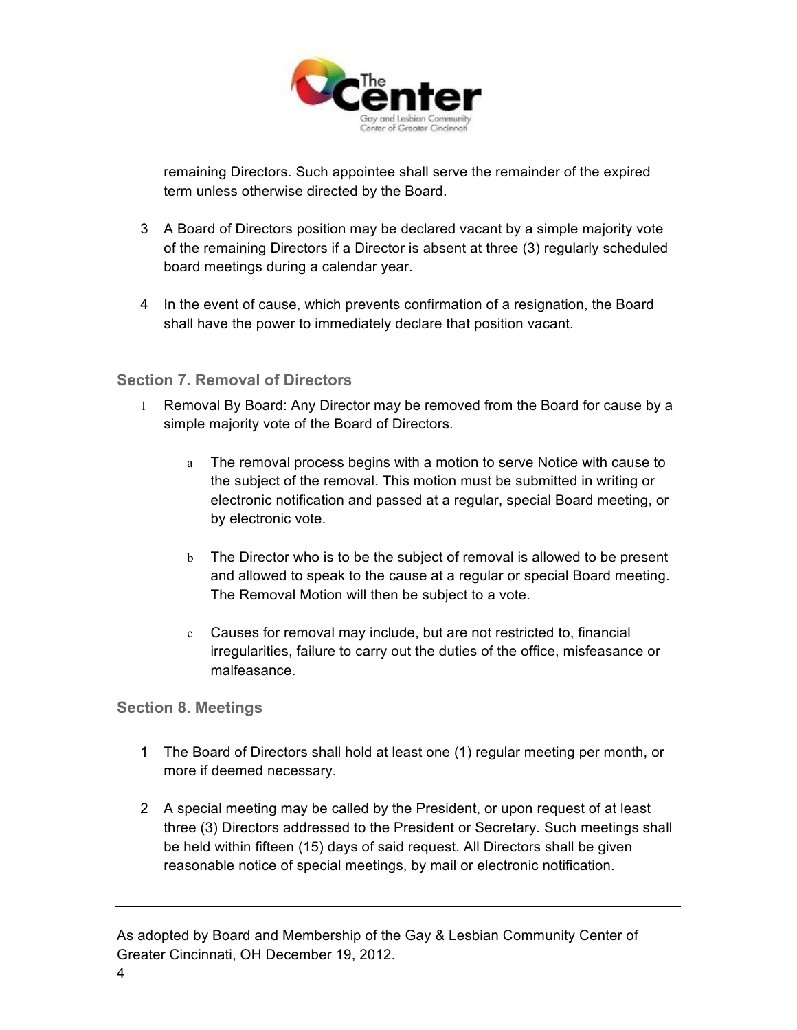remaining Directors. Such appointee shall serve the remainder of the expired term unless otherwise directed by the Board.

3. A Board of Directors position may be declared vacant by a simple majority vote of the remaining Directors if a Director is absent at three (3) regularly scheduled board meetings during a calendar year.

4. In the event of cause, which prevents confirmation of a resignation, the Board shall have the power to immediately declare that position vacant.

### Section 7. Removal of Directors

1. Removal By Board: Any Director may be removed from the Board for cause by a simple majority vote of the Board of Directors.

   a. The removal process begins with a motion to serve Notice with cause to the subject of the removal. This motion must be submitted in writing or electronic notification and passed at a regular, special Board meeting, or by electronic vote.

   b. The Director who is to be the subject of removal is allowed to be present and allowed to speak to the cause at a regular or special Board meeting. The Removal Motion will then be subject to a vote.

   c. Causes for removal may include, but are not restricted to, financial irregularities, failure to carry out the duties of the office, misfeasance or malfeasance.

### Section 8. Meetings

1. The Board of Directors shall hold at least one (1) regular meeting per month, or more if deemed necessary.

2. A special meeting may be called by the President, or upon request of at least three (3) Directors addressed to the President or Secretary. Such meetings shall be held within fifteen (15) days of said request. All Directors shall be given reasonable notice of special meetings, by mail or electronic notification.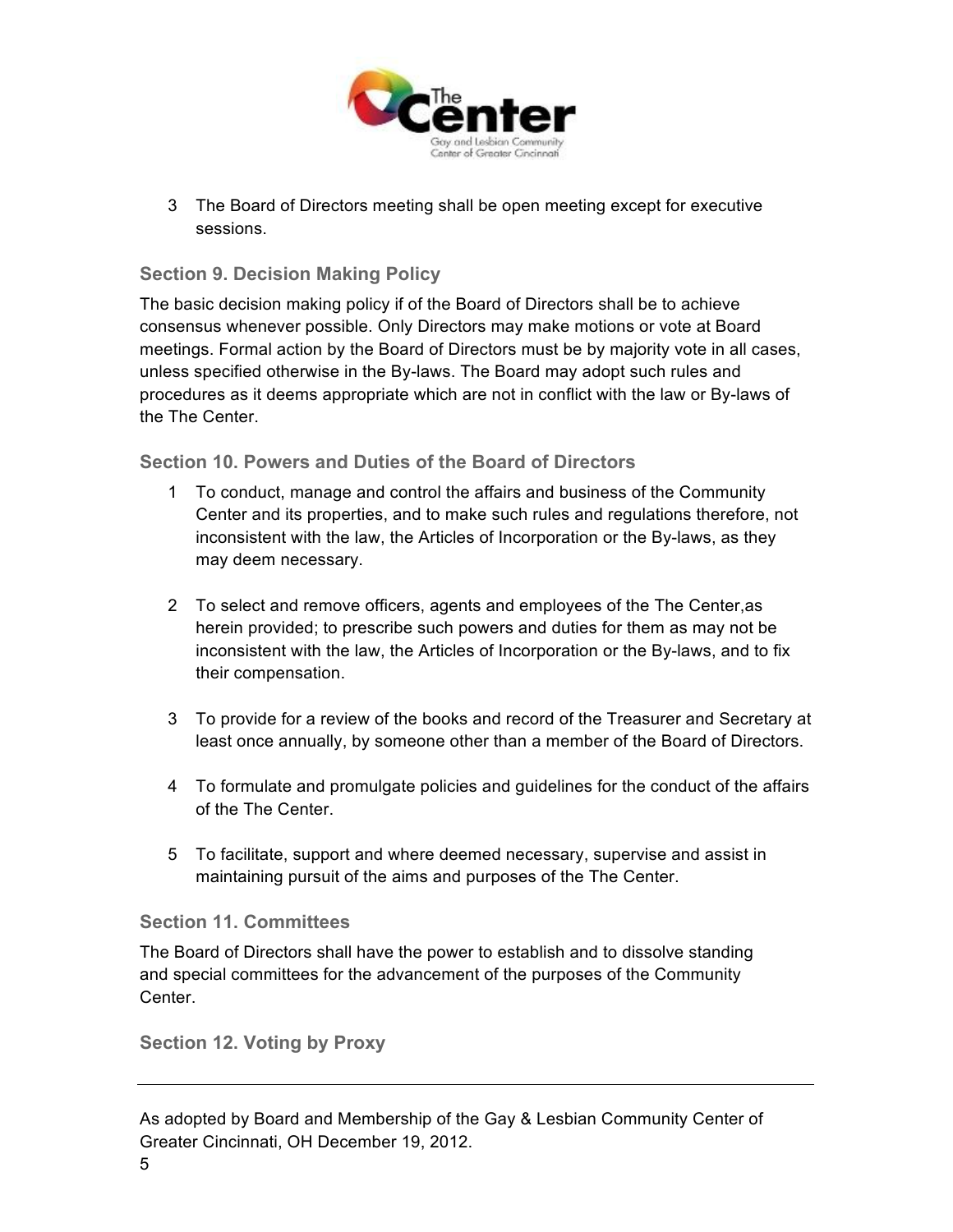3. The Board of Directors meeting shall be open meeting except for executive sessions.

### Section 9. Decision Making Policy

The basic decision making policy if of the Board of Directors shall be to achieve consensus whenever possible. Only Directors may make motions or vote at Board meetings. Formal action by the Board of Directors must be by majority vote in all cases, unless specified otherwise in the By-laws. The Board may adopt such rules and procedures as it deems appropriate which are not in conflict with the law or By-laws of the The Center.

### Section 10. Powers and Duties of the Board of Directors

1. To conduct, manage and control the affairs and business of the Community Center and its properties, and to make such rules and regulations therefore, not inconsistent with the law, the Articles of Incorporation or the By-laws, as they may deem necessary.

2. To select and remove officers, agents and employees of the The Center,as herein provided; to prescribe such powers and duties for them as may not be inconsistent with the law, the Articles of Incorporation or the By-laws, and to fix their compensation.

3. To provide for a review of the books and record of the Treasurer and Secretary at least once annually, by someone other than a member of the Board of Directors.

4. To formulate and promulgate policies and guidelines for the conduct of the affairs of the The Center.

5. To facilitate, support and where deemed necessary, supervise and assist in maintaining pursuit of the aims and purposes of the The Center.

### Section 11. Committees

The Board of Directors shall have the power to establish and to dissolve standing and special committees for the advancement of the purposes of the Community Center.

### Section 12. Voting by Proxy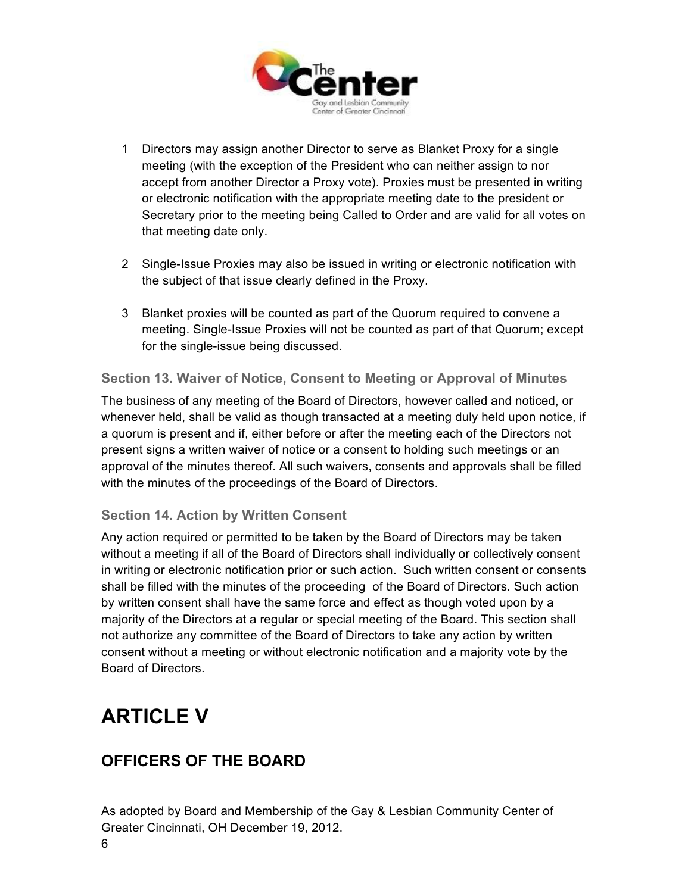1. Directors may assign another Director to serve as Blanket Proxy for a single meeting (with the exception of the President who can neither assign to nor accept from another Director a Proxy vote). Proxies must be presented in writing or electronic notification with the appropriate meeting date to the president or Secretary prior to the meeting being Called to Order and are valid for all votes on that meeting date only.

2. Single-Issue Proxies may also be issued in writing or electronic notification with the subject of that issue clearly defined in the Proxy.

3. Blanket proxies will be counted as part of the Quorum required to convene a meeting. Single-Issue Proxies will not be counted as part of that Quorum; except for the single-issue being discussed.

### Section 13. Waiver of Notice, Consent to Meeting or Approval of Minutes

The business of any meeting of the Board of Directors, however called and noticed, or whenever held, shall be valid as though transacted at a meeting duly held upon notice, if a quorum is present and if, either before or after the meeting each of the Directors not present signs a written waiver of notice or a consent to holding such meetings or an approval of the minutes thereof. All such waivers, consents and approvals shall be filled with the minutes of the proceedings of the Board of Directors.

### Section 14. Action by Written Consent

Any action required or permitted to be taken by the Board of Directors may be taken without a meeting if all of the Board of Directors shall individually or collectively consent in writing or electronic notification prior or such action. Such written consent or consents shall be filled with the minutes of the proceeding of the Board of Directors. Such action by written consent shall have the same force and effect as though voted upon by a majority of the Directors at a regular or special meeting of the Board. This section shall not authorize any committee of the Board of Directors to take any action by written consent without a meeting or without electronic notification and a majority vote by the Board of Directors.

# ARTICLE V

## OFFICERS OF THE BOARD

As adopted by Board and Membership of the Gay & Lesbian Community Center of Greater Cincinnati, OH December 19, 2012.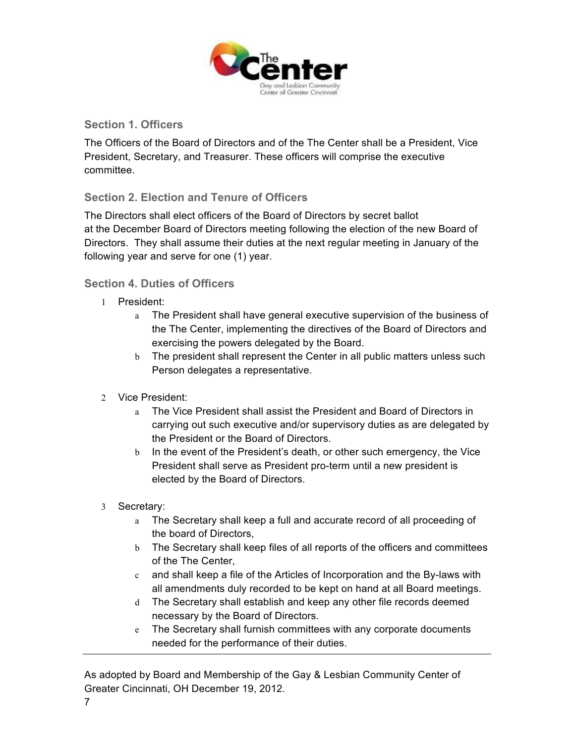## Section 1. Officers

The Officers of the Board of Directors and of the The Center shall be a President, Vice President, Secretary, and Treasurer. These officers will comprise the executive committee.

## Section 2. Election and Tenure of Officers

The Directors shall elect officers of the Board of Directors by secret ballot at the December Board of Directors meeting following the election of the new Board of Directors. They shall assume their duties at the next regular meeting in January of the following year and serve for one (1) year.

## Section 4. Duties of Officers

1. President:
   a. The President shall have general executive supervision of the business of the The Center, implementing the directives of the Board of Directors and exercising the powers delegated by the Board.
   b. The president shall represent the Center in all public matters unless such Person delegates a representative.

2. Vice President:
   a. The Vice President shall assist the President and Board of Directors in carrying out such executive and/or supervisory duties as are delegated by the President or the Board of Directors.
   b. In the event of the President's death, or other such emergency, the Vice President shall serve as President pro-term until a new president is elected by the Board of Directors.

3. Secretary:
   a. The Secretary shall keep a full and accurate record of all proceeding of the board of Directors,
   b. The Secretary shall keep files of all reports of the officers and committees of the The Center,
   c. and shall keep a file of the Articles of Incorporation and the By-laws with all amendments duly recorded to be kept on hand at all Board meetings.
   d. The Secretary shall establish and keep any other file records deemed necessary by the Board of Directors.
   e. The Secretary shall furnish committees with any corporate documents needed for the performance of their duties.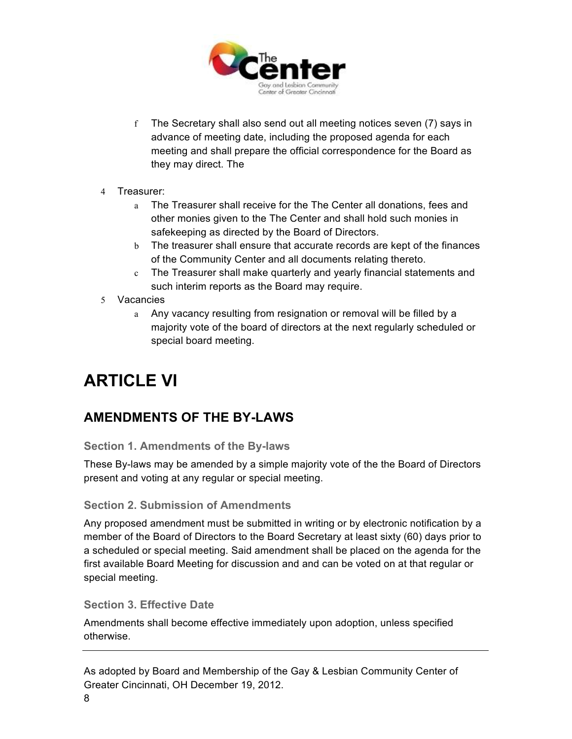f The Secretary shall also send out all meeting notices seven (7) says in advance of meeting date, including the proposed agenda for each meeting and shall prepare the official correspondence for the Board as they may direct. The

4 Treasurer:

a The Treasurer shall receive for the The Center all donations, fees and other monies given to the The Center and shall hold such monies in safekeeping as directed by the Board of Directors.

b The treasurer shall ensure that accurate records are kept of the finances of the Community Center and all documents relating thereto.

c The Treasurer shall make quarterly and yearly financial statements and such interim reports as the Board may require.

5 Vacancies

a Any vacancy resulting from resignation or removal will be filled by a majority vote of the board of directors at the next regularly scheduled or special board meeting.

# ARTICLE VI

## AMENDMENTS OF THE BY-LAWS

### Section 1. Amendments of the By-laws

These By-laws may be amended by a simple majority vote of the the Board of Directors present and voting at any regular or special meeting.

### Section 2. Submission of Amendments

Any proposed amendment must be submitted in writing or by electronic notification by a member of the Board of Directors to the Board Secretary at least sixty (60) days prior to a scheduled or special meeting. Said amendment shall be placed on the agenda for the first available Board Meeting for discussion and and can be voted on at that regular or special meeting.

### Section 3. Effective Date

Amendments shall become effective immediately upon adoption, unless specified otherwise.

---

As adopted by Board and Membership of the Gay & Lesbian Community Center of Greater Cincinnati, OH December 19, 2012.